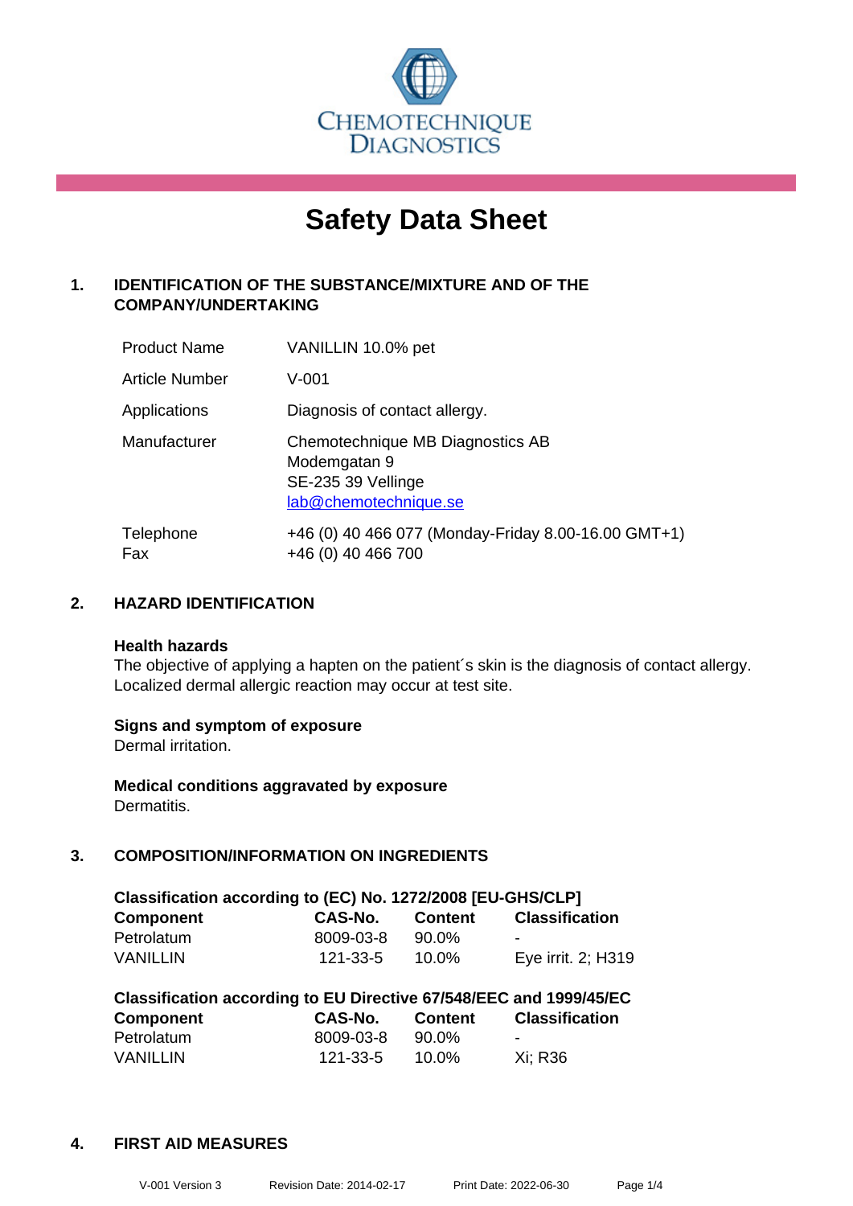CHEMOTECHNIQUE DIAGNOSTICS

# Safety Data Sheet

## 1. IDENTIFICATION OF THE SUBSTANCE/MIXTURE AND OF THE COMPANY/UNDERTAKING

| | |
|---|---|
| Product Name | VANILLIN 10.0% pet |
| Article Number | V-001 |
| Applications | Diagnosis of contact allergy. |
| Manufacturer | Chemotechnique MB Diagnostics AB<br>Modemgatan 9<br>SE-235 39 Vellinge<br>lab@chemotechnique.se |
| Telephone<br>Fax | +46 (0) 40 466 077 (Monday-Friday 8.00-16.00 GMT+1)<br>+46 (0) 40 466 700 |

## 2. HAZARD IDENTIFICATION

**Health hazards**
The objective of applying a hapten on the patient´s skin is the diagnosis of contact allergy. Localized dermal allergic reaction may occur at test site.

**Signs and symptom of exposure**
Dermal irritation.

**Medical conditions aggravated by exposure**
Dermatitis.

## 3. COMPOSITION/INFORMATION ON INGREDIENTS

**Classification according to (EC) No. 1272/2008 [EU-GHS/CLP]**

| Component | CAS-No. | Content | Classification |
|---|---|---|---|
| Petrolatum | 8009-03-8 | 90.0% | - |
| VANILLIN | 121-33-5 | 10.0% | Eye irrit. 2; H319 |

**Classification according to EU Directive 67/548/EEC and 1999/45/EC**

| Component | CAS-No. | Content | Classification |
|---|---|---|---|
| Petrolatum | 8009-03-8 | 90.0% | - |
| VANILLIN | 121-33-5 | 10.0% | Xi; R36 |

## 4. FIRST AID MEASURES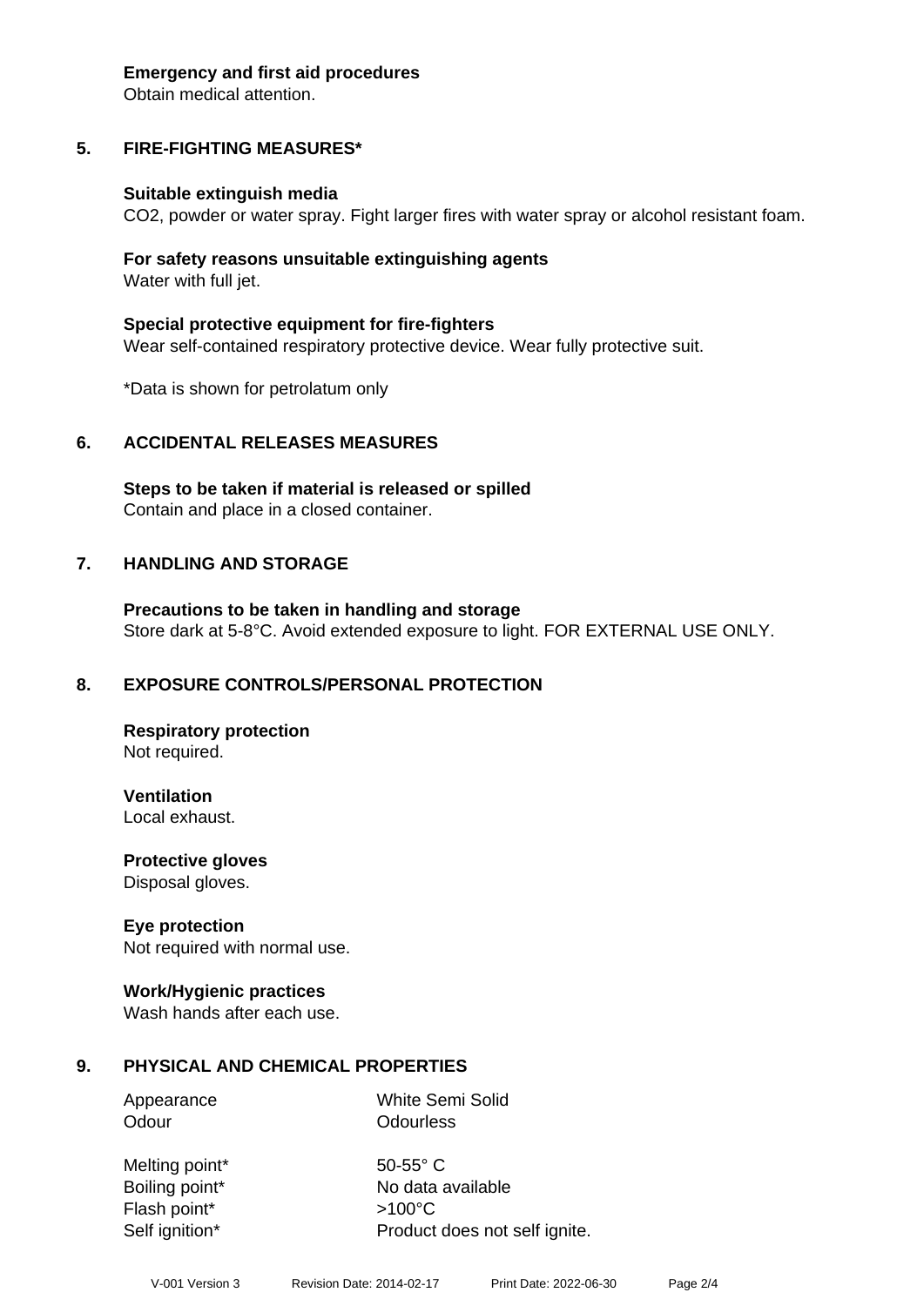**Emergency and first aid procedures**
Obtain medical attention.

## 5. FIRE-FIGHTING MEASURES*

**Suitable extinguish media**
$CO_2$, powder or water spray. Fight larger fires with water spray or alcohol resistant foam.

**For safety reasons unsuitable extinguishing agents**
Water with full jet.

**Special protective equipment for fire-fighters**
Wear self-contained respiratory protective device. Wear fully protective suit.

*Data is shown for petrolatum only

## 6. ACCIDENTAL RELEASES MEASURES

**Steps to be taken if material is released or spilled**
Contain and place in a closed container.

## 7. HANDLING AND STORAGE

**Precautions to be taken in handling and storage**
Store dark at 5-8°C. Avoid extended exposure to light. FOR EXTERNAL USE ONLY.

## 8. EXPOSURE CONTROLS/PERSONAL PROTECTION

**Respiratory protection**
Not required.

**Ventilation**
Local exhaust.

**Protective gloves**
Disposal gloves.

**Eye protection**
Not required with normal use.

**Work/Hygienic practices**
Wash hands after each use.

## 9. PHYSICAL AND CHEMICAL PROPERTIES

| | |
|---|---|
| Appearance | White Semi Solid |
| Odour | Odourless |
| Melting point* | 50-55° C |
| Boiling point* | No data available |
| Flash point* | >100°C |
| Self ignition* | Product does not self ignite. |

V-001 Version 3 Revision Date: 2014-02-17 Print Date: 2022-06-30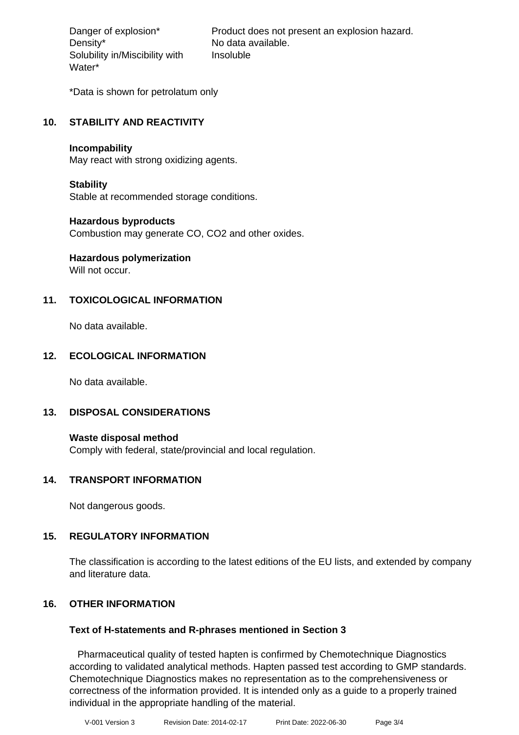| | |
|---|---|
| Danger of explosion* | Product does not present an explosion hazard. |
| Density* | No data available. |
| Solubility in/Miscibility with Water* | Insoluble |

*Data is shown for petrolatum only

## 10. STABILITY AND REACTIVITY

**Incompability**
May react with strong oxidizing agents.

**Stability**
Stable at recommended storage conditions.

**Hazardous byproducts**
Combustion may generate CO, $CO_2$ and other oxides.

**Hazardous polymerization**
Will not occur.

## 11. TOXICOLOGICAL INFORMATION

No data available.

## 12. ECOLOGICAL INFORMATION

No data available.

## 13. DISPOSAL CONSIDERATIONS

**Waste disposal method**
Comply with federal, state/provincial and local regulation.

## 14. TRANSPORT INFORMATION

Not dangerous goods.

## 15. REGULATORY INFORMATION

The classification is according to the latest editions of the EU lists, and extended by company and literature data.

## 16. OTHER INFORMATION

### Text of H-statements and R-phrases mentioned in Section 3

Pharmaceutical quality of tested hapten is confirmed by Chemotechnique Diagnostics according to validated analytical methods. Hapten passed test according to GMP standards. Chemotechnique Diagnostics makes no representation as to the comprehensiveness or correctness of the information provided. It is intended only as a guide to a properly trained individual in the appropriate handling of the material.

V-001 Version 3 Revision Date: 2014-02-17 Print Date: 2022-06-30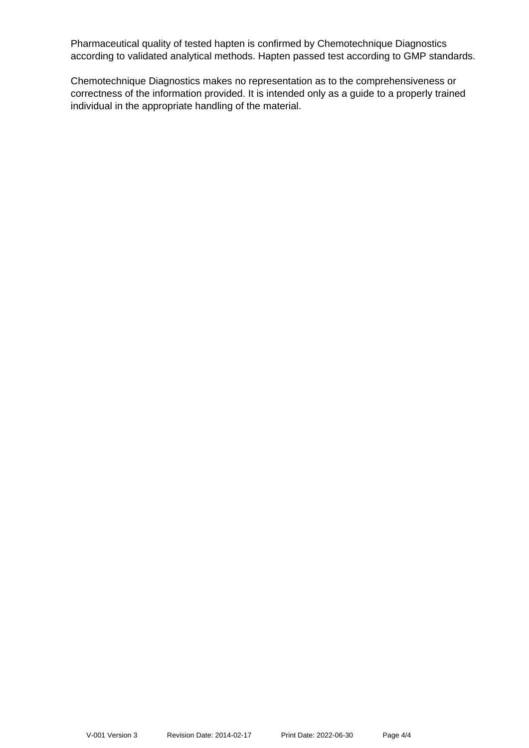Pharmaceutical quality of tested hapten is confirmed by Chemotechnique Diagnostics according to validated analytical methods. Hapten passed test according to GMP standards.

Chemotechnique Diagnostics makes no representation as to the comprehensiveness or correctness of the information provided. It is intended only as a guide to a properly trained individual in the appropriate handling of the material.